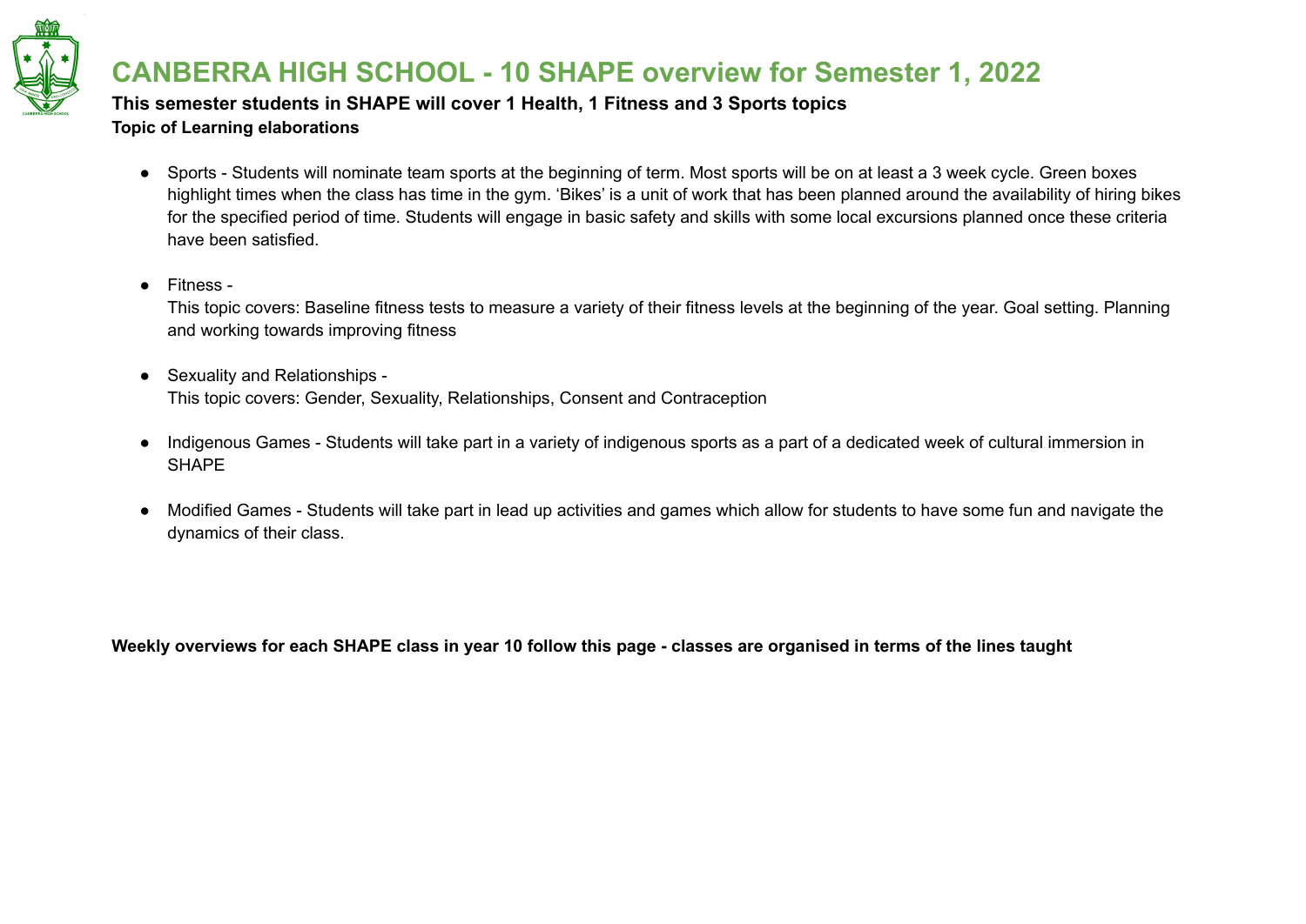# CANBERRA HIGH SCHOOL - 10 SHAPE overview for Semester 1, 2022

**This semester students in SHAPE will cover 1 Health, 1 Fitness and 3 Sports topics**

**Topic of Learning elaborations**

- Sports - Students will nominate team sports at the beginning of term. Most sports will be on at least a 3 week cycle. Green boxes highlight times when the class has time in the gym. 'Bikes' is a unit of work that has been planned around the availability of hiring bikes for the specified period of time. Students will engage in basic safety and skills with some local excursions planned once these criteria have been satisfied.

- Fitness -
  This topic covers: Baseline fitness tests to measure a variety of their fitness levels at the beginning of the year. Goal setting. Planning and working towards improving fitness

- Sexuality and Relationships -
  This topic covers: Gender, Sexuality, Relationships, Consent and Contraception

- Indigenous Games - Students will take part in a variety of indigenous sports as a part of a dedicated week of cultural immersion in SHAPE

- Modified Games - Students will take part in lead up activities and games which allow for students to have some fun and navigate the dynamics of their class.

**Weekly overviews for each SHAPE class in year 10 follow this page - classes are organised in terms of the lines taught**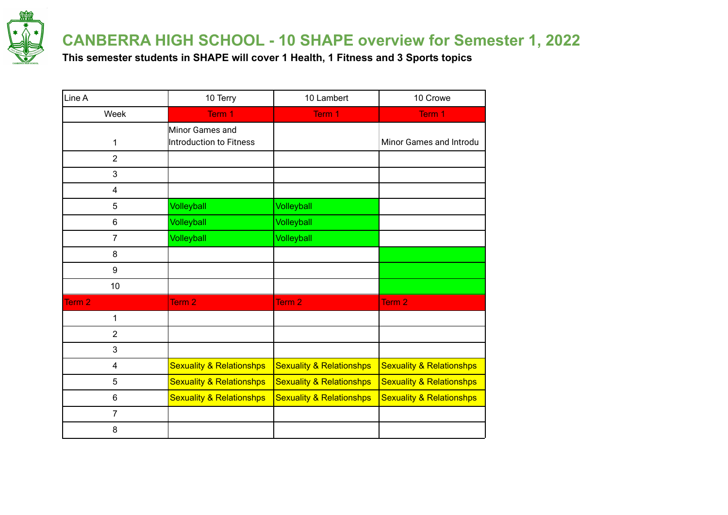# CANBERRA HIGH SCHOOL - 10 SHAPE overview for Semester 1, 2022

**This semester students in SHAPE will cover 1 Health, 1 Fitness and 3 Sports topics**

| Line A | 10 Terry | 10 Lambert | 10 Crowe |
|---|---|---|---|
| Week | Term 1 | Term 1 | Term 1 |
| 1 | Minor Games and Introduction to Fitness | | Minor Games and Introdu |
| 2 | | | |
| 3 | | | |
| 4 | | | |
| 5 | Volleyball | Volleyball | |
| 6 | Volleyball | Volleyball | |
| 7 | Volleyball | Volleyball | |
| 8 | | | |
| 9 | | | |
| 10 | | | |
| Term 2 | Term 2 | Term 2 | Term 2 |
| 1 | | | |
| 2 | | | |
| 3 | | | |
| 4 | Sexuality & Relationshps | Sexuality & Relationshps | Sexuality & Relationshps |
| 5 | Sexuality & Relationshps | Sexuality & Relationshps | Sexuality & Relationshps |
| 6 | Sexuality & Relationshps | Sexuality & Relationshps | Sexuality & Relationshps |
| 7 | | | |
| 8 | | | |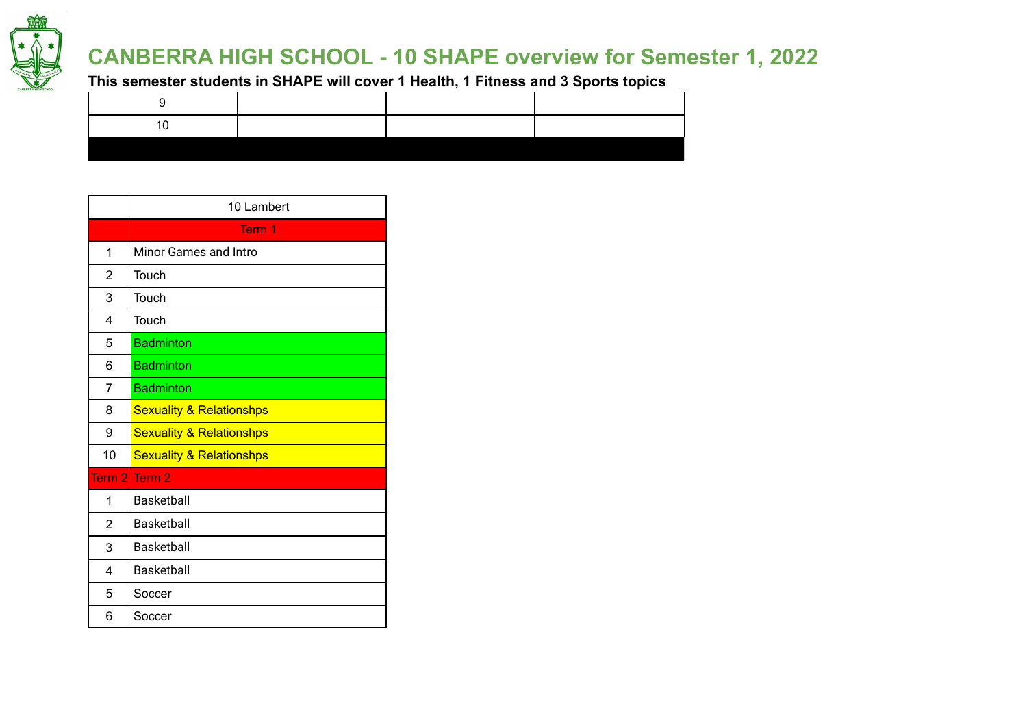# CANBERRA HIGH SCHOOL - 10 SHAPE overview for Semester 1, 2022

**This semester students in SHAPE will cover 1 Health, 1 Fitness and 3 Sports topics**

| 9 | | | |
|---|---|---|---|
| 10 | | | |
| | | | |

| | 10 Lambert |
|---|---|
| | Term 1 |
| 1 | Minor Games and Intro |
| 2 | Touch |
| 3 | Touch |
| 4 | Touch |
| 5 | Badminton |
| 6 | Badminton |
| 7 | Badminton |
| 8 | Sexuality & Relationshps |
| 9 | Sexuality & Relationshps |
| 10 | Sexuality & Relationshps |
| Term 2 | Term 2 |
| 1 | Basketball |
| 2 | Basketball |
| 3 | Basketball |
| 4 | Basketball |
| 5 | Soccer |
| 6 | Soccer |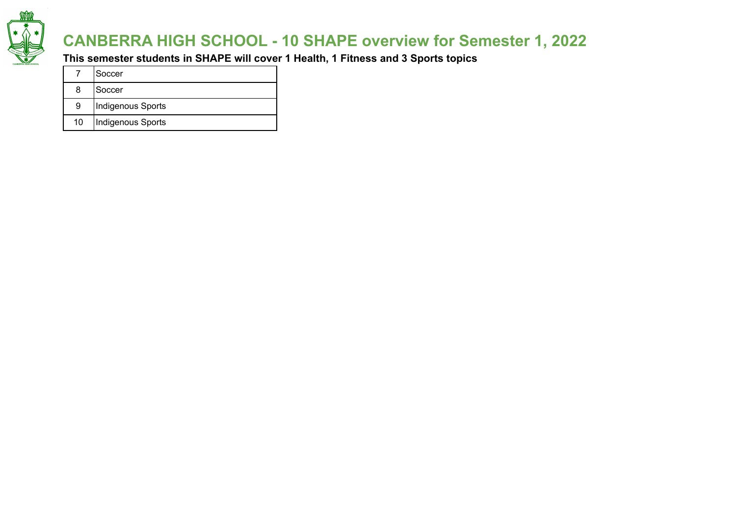# CANBERRA HIGH SCHOOL - 10 SHAPE overview for Semester 1, 2022

**This semester students in SHAPE will cover 1 Health, 1 Fitness and 3 Sports topics**

| | |
|---|---|
| 7 | Soccer |
| 8 | Soccer |
| 9 | Indigenous Sports |
| 10 | Indigenous Sports |